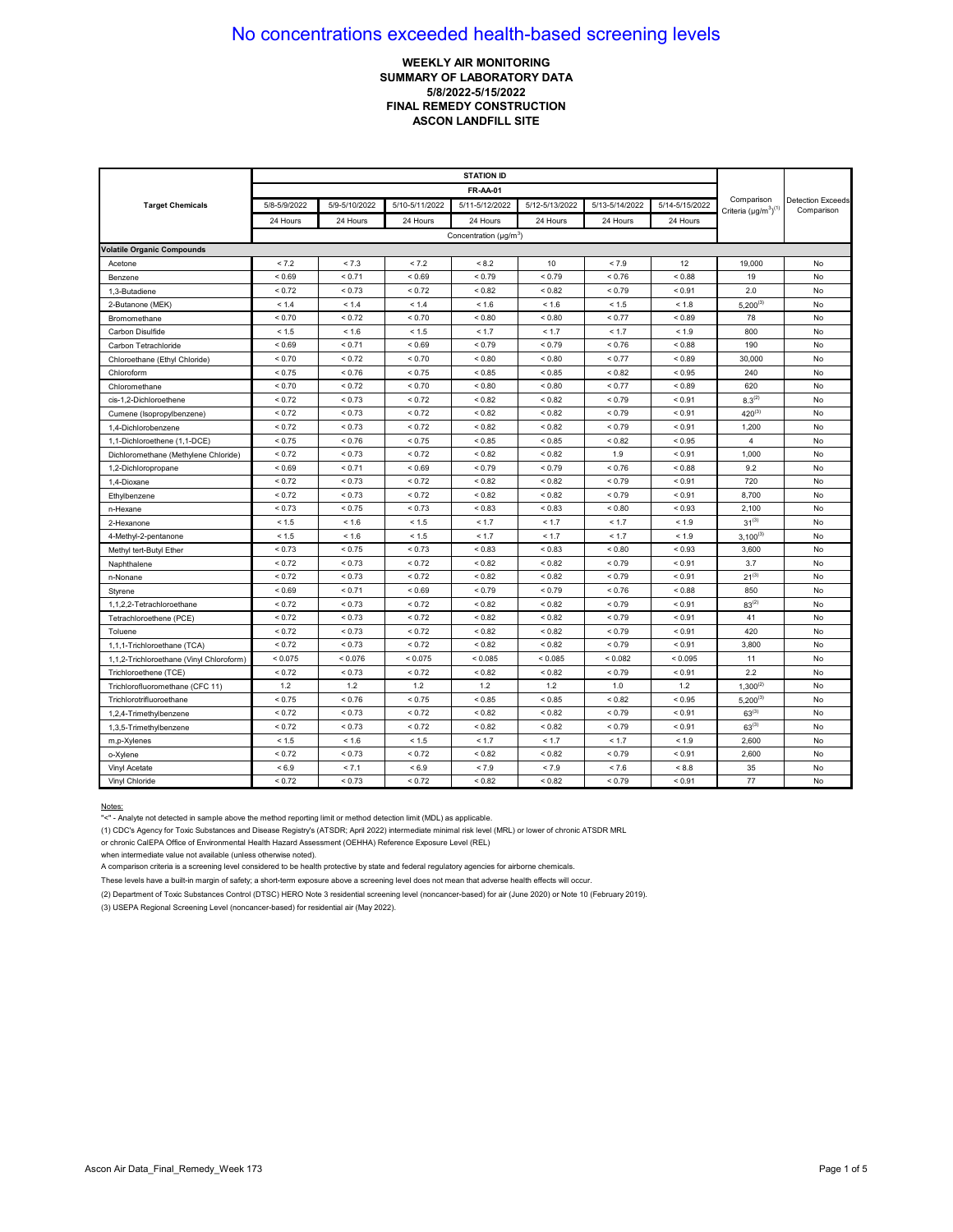# No concentrations exceeded health-based screening levels

**WEEKLY AIR MONITORING**
**SUMMARY OF LABORATORY DATA**
**5/8/2022-5/15/2022**
**FINAL REMEDY CONSTRUCTION**
**ASCON LANDFILL SITE**

| Target Chemicals | STATION ID FR-AA-01 | | | | | | | Comparison Criteria ($\mu g/m^3$)(1) | Detection Exceeds Comparison |
|---|---|---|---|---|---|---|---|---|---|
| | 5/8-5/9/2022 | 5/9-5/10/2022 | 5/10-5/11/2022 | 5/11-5/12/2022 | 5/12-5/13/2022 | 5/13-5/14/2022 | 5/14-5/15/2022 | | |
| | 24 Hours | 24 Hours | 24 Hours | 24 Hours | 24 Hours | 24 Hours | 24 Hours | | |
| | Concentration ($\mu g/m^3$) | | | | | | | | |
| **Volatile Organic Compounds** | | | | | | | | | |
| Acetone | < 7.2 | < 7.3 | < 7.2 | < 8.2 | 10 | < 7.9 | 12 | 19,000 | No |
| Benzene | < 0.69 | < 0.71 | < 0.69 | < 0.79 | < 0.79 | < 0.76 | < 0.88 | 19 | No |
| 1,3-Butadiene | < 0.72 | < 0.73 | < 0.72 | < 0.82 | < 0.82 | < 0.79 | < 0.91 | 2.0 | No |
| 2-Butanone (MEK) | < 1.4 | < 1.4 | < 1.4 | < 1.6 | < 1.6 | < 1.5 | < 1.8 | 5,200(3) | No |
| Bromomethane | < 0.70 | < 0.72 | < 0.70 | < 0.80 | < 0.80 | < 0.77 | < 0.89 | 78 | No |
| Carbon Disulfide | < 1.5 | < 1.6 | < 1.5 | < 1.7 | < 1.7 | < 1.7 | < 1.9 | 800 | No |
| Carbon Tetrachloride | < 0.69 | < 0.71 | < 0.69 | < 0.79 | < 0.79 | < 0.76 | < 0.88 | 190 | No |
| Chloroethane (Ethyl Chloride) | < 0.70 | < 0.72 | < 0.70 | < 0.80 | < 0.80 | < 0.77 | < 0.89 | 30,000 | No |
| Chloroform | < 0.75 | < 0.76 | < 0.75 | < 0.85 | < 0.85 | < 0.82 | < 0.95 | 240 | No |
| Chloromethane | < 0.70 | < 0.72 | < 0.70 | < 0.80 | < 0.80 | < 0.77 | < 0.89 | 620 | No |
| cis-1,2-Dichloroethene | < 0.72 | < 0.73 | < 0.72 | < 0.82 | < 0.82 | < 0.79 | < 0.91 | 8.3(2) | No |
| Cumene (Isopropylbenzene) | < 0.72 | < 0.73 | < 0.72 | < 0.82 | < 0.82 | < 0.79 | < 0.91 | 420(3) | No |
| 1,4-Dichlorobenzene | < 0.72 | < 0.73 | < 0.72 | < 0.82 | < 0.82 | < 0.79 | < 0.91 | 1,200 | No |
| 1,1-Dichloroethene (1,1-DCE) | < 0.75 | < 0.76 | < 0.75 | < 0.85 | < 0.85 | < 0.82 | < 0.95 | 4 | No |
| Dichloromethane (Methylene Chloride) | < 0.72 | < 0.73 | < 0.72 | < 0.82 | < 0.82 | 1.9 | < 0.91 | 1,000 | No |
| 1,2-Dichloropropane | < 0.69 | < 0.71 | < 0.69 | < 0.79 | < 0.79 | < 0.76 | < 0.88 | 9.2 | No |
| 1,4-Dioxane | < 0.72 | < 0.73 | < 0.72 | < 0.82 | < 0.82 | < 0.79 | < 0.91 | 720 | No |
| Ethylbenzene | < 0.72 | < 0.73 | < 0.72 | < 0.82 | < 0.82 | < 0.79 | < 0.91 | 8,700 | No |
| n-Hexane | < 0.73 | < 0.75 | < 0.73 | < 0.83 | < 0.83 | < 0.80 | < 0.93 | 2,100 | No |
| 2-Hexanone | < 1.5 | < 1.6 | < 1.5 | < 1.7 | < 1.7 | < 1.7 | < 1.9 | 31(3) | No |
| 4-Methyl-2-pentanone | < 1.5 | < 1.6 | < 1.5 | < 1.7 | < 1.7 | < 1.7 | < 1.9 | 3,100(3) | No |
| Methyl tert-Butyl Ether | < 0.73 | < 0.75 | < 0.73 | < 0.83 | < 0.83 | < 0.80 | < 0.93 | 3,600 | No |
| Naphthalene | < 0.72 | < 0.73 | < 0.72 | < 0.82 | < 0.82 | < 0.79 | < 0.91 | 3.7 | No |
| n-Nonane | < 0.72 | < 0.73 | < 0.72 | < 0.82 | < 0.82 | < 0.79 | < 0.91 | 21(3) | No |
| Styrene | < 0.69 | < 0.71 | < 0.69 | < 0.79 | < 0.79 | < 0.76 | < 0.88 | 850 | No |
| 1,1,2,2-Tetrachloroethane | < 0.72 | < 0.73 | < 0.72 | < 0.82 | < 0.82 | < 0.79 | < 0.91 | 83(2) | No |
| Tetrachloroethene (PCE) | < 0.72 | < 0.73 | < 0.72 | < 0.82 | < 0.82 | < 0.79 | < 0.91 | 41 | No |
| Toluene | < 0.72 | < 0.73 | < 0.72 | < 0.82 | < 0.82 | < 0.79 | < 0.91 | 420 | No |
| 1,1,1-Trichloroethane (TCA) | < 0.72 | < 0.73 | < 0.72 | < 0.82 | < 0.82 | < 0.79 | < 0.91 | 3,800 | No |
| 1,1,2-Trichloroethane (Vinyl Chloroform) | < 0.075 | < 0.076 | < 0.075 | < 0.085 | < 0.085 | < 0.082 | < 0.095 | 11 | No |
| Trichloroethene (TCE) | < 0.72 | < 0.73 | < 0.72 | < 0.82 | < 0.82 | < 0.79 | < 0.91 | 2.2 | No |
| Trichlorofluoromethane (CFC 11) | 1.2 | 1.2 | 1.2 | 1.2 | 1.2 | 1.0 | 1.2 | 1,300(2) | No |
| Trichlorotrifluoroethane | < 0.75 | < 0.76 | < 0.75 | < 0.85 | < 0.85 | < 0.82 | < 0.95 | 5,200(3) | No |
| 1,2,4-Trimethylbenzene | < 0.72 | < 0.73 | < 0.72 | < 0.82 | < 0.82 | < 0.79 | < 0.91 | 63(3) | No |
| 1,3,5-Trimethylbenzene | < 0.72 | < 0.73 | < 0.72 | < 0.82 | < 0.82 | < 0.79 | < 0.91 | 63(3) | No |
| m,p-Xylenes | < 1.5 | < 1.6 | < 1.5 | < 1.7 | < 1.7 | < 1.7 | < 1.9 | 2,600 | No |
| o-Xylene | < 0.72 | < 0.73 | < 0.72 | < 0.82 | < 0.82 | < 0.79 | < 0.91 | 2,600 | No |
| Vinyl Acetate | < 6.9 | < 7.1 | < 6.9 | < 7.9 | < 7.9 | < 7.6 | < 8.8 | 35 | No |
| Vinyl Chloride | < 0.72 | < 0.73 | < 0.72 | < 0.82 | < 0.82 | < 0.79 | < 0.91 | 77 | No |

Notes:

"<" - Analyte not detected in sample above the method reporting limit or method detection limit (MDL) as applicable.

(1) CDC's Agency for Toxic Substances and Disease Registry's (ATSDR; April 2022) intermediate minimal risk level (MRL) or lower of chronic ATSDR MRL or chronic CalEPA Office of Environmental Health Hazard Assessment (OEHHA) Reference Exposure Level (REL) when intermediate value not available (unless otherwise noted).

A comparison criteria is a screening level considered to be health protective by state and federal regulatory agencies for airborne chemicals.

These levels have a built-in margin of safety; a short-term exposure above a screening level does not mean that adverse health effects will occur.

(2) Department of Toxic Substances Control (DTSC) HERO Note 3 residential screening level (noncancer-based) for air (June 2020) or Note 10 (February 2019).

(3) USEPA Regional Screening Level (noncancer-based) for residential air (May 2022).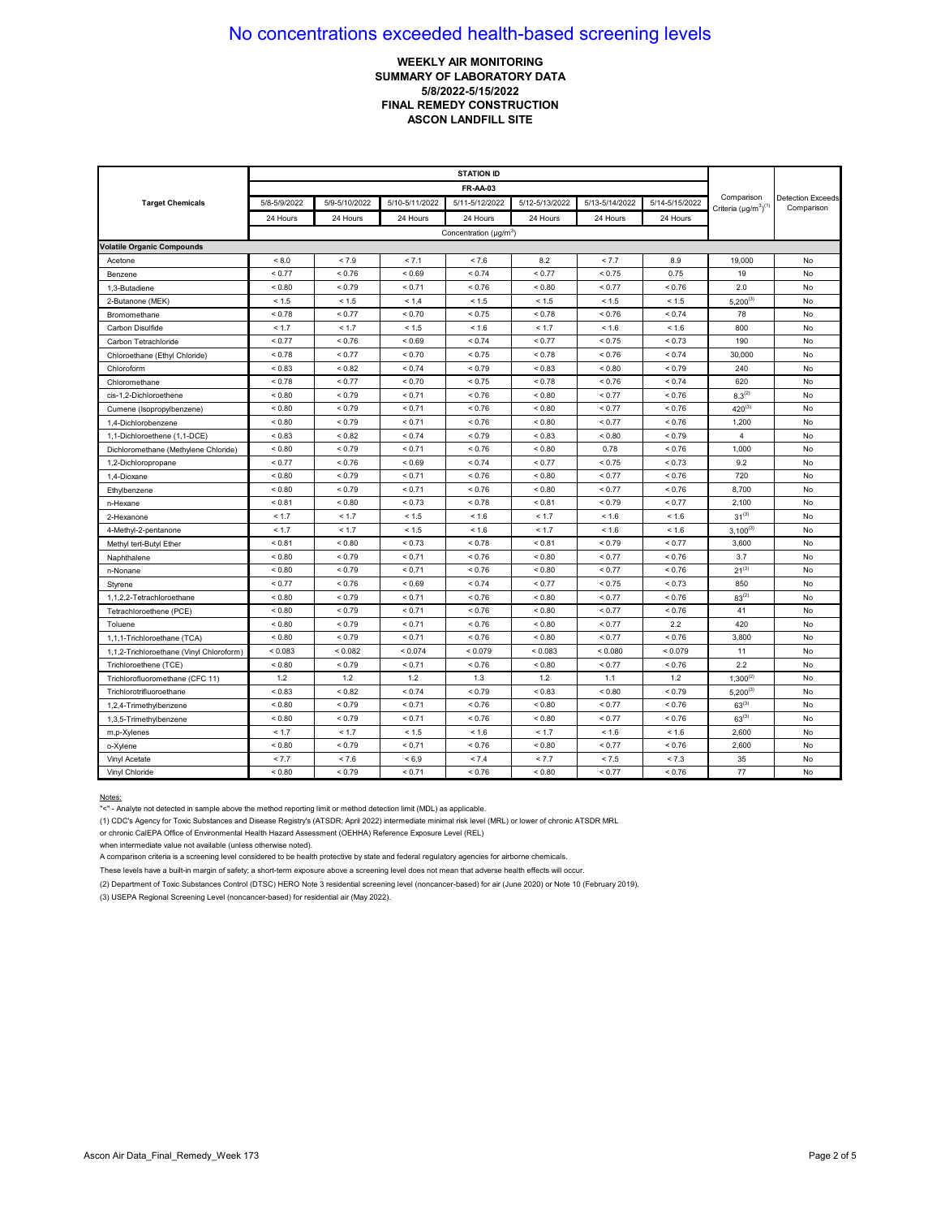# No concentrations exceeded health-based screening levels

**WEEKLY AIR MONITORING**
**SUMMARY OF LABORATORY DATA**
**5/8/2022-5/15/2022**
**FINAL REMEDY CONSTRUCTION**
**ASCON LANDFILL SITE**

| Target Chemicals | STATION ID FR-AA-03 | | | | | | | Comparison Criteria (µg/m$^3$)(1) | Detection Exceeds Comparison |
|---|---|---|---|---|---|---|---|---|---|
| | 5/8-5/9/2022 | 5/9-5/10/2022 | 5/10-5/11/2022 | 5/11-5/12/2022 | 5/12-5/13/2022 | 5/13-5/14/2022 | 5/14-5/15/2022 | | |
| | 24 Hours | 24 Hours | 24 Hours | 24 Hours | 24 Hours | 24 Hours | 24 Hours | | |
| | Concentration (µg/m$^3$) | | | | | | | | |
| **Volatile Organic Compounds** | | | | | | | | | |
| Acetone | < 8.0 | < 7.9 | < 7.1 | < 7.6 | 8.2 | < 7.7 | 8.9 | 19,000 | No |
| Benzene | < 0.77 | < 0.76 | < 0.69 | < 0.74 | < 0.77 | < 0.75 | 0.75 | 19 | No |
| 1,3-Butadiene | < 0.80 | < 0.79 | < 0.71 | < 0.76 | < 0.80 | < 0.77 | < 0.76 | 2.0 | No |
| 2-Butanone (MEK) | < 1.5 | < 1.5 | < 1.4 | < 1.5 | < 1.5 | < 1.5 | < 1.5 | 5,200(3) | No |
| Bromomethane | < 0.78 | < 0.77 | < 0.70 | < 0.75 | < 0.78 | < 0.76 | < 0.74 | 78 | No |
| Carbon Disulfide | < 1.7 | < 1.7 | < 1.5 | < 1.6 | < 1.7 | < 1.6 | < 1.6 | 800 | No |
| Carbon Tetrachloride | < 0.77 | < 0.76 | < 0.69 | < 0.74 | < 0.77 | < 0.75 | < 0.73 | 190 | No |
| Chloroethane (Ethyl Chloride) | < 0.78 | < 0.77 | < 0.70 | < 0.75 | < 0.78 | < 0.76 | < 0.74 | 30,000 | No |
| Chloroform | < 0.83 | < 0.82 | < 0.74 | < 0.79 | < 0.83 | < 0.80 | < 0.79 | 240 | No |
| Chloromethane | < 0.78 | < 0.77 | < 0.70 | < 0.75 | < 0.78 | < 0.76 | < 0.74 | 620 | No |
| cis-1,2-Dichloroethene | < 0.80 | < 0.79 | < 0.71 | < 0.76 | < 0.80 | < 0.77 | < 0.76 | 8.3(2) | No |
| Cumene (Isopropylbenzene) | < 0.80 | < 0.79 | < 0.71 | < 0.76 | < 0.80 | < 0.77 | < 0.76 | 420(3) | No |
| 1,4-Dichlorobenzene | < 0.80 | < 0.79 | < 0.71 | < 0.76 | < 0.80 | < 0.77 | < 0.76 | 1,200 | No |
| 1,1-Dichloroethene (1,1-DCE) | < 0.83 | < 0.82 | < 0.74 | < 0.79 | < 0.83 | < 0.80 | < 0.79 | 4 | No |
| Dichloromethane (Methylene Chloride) | < 0.80 | < 0.79 | < 0.71 | < 0.76 | < 0.80 | 0.78 | < 0.76 | 1,000 | No |
| 1,2-Dichloropropane | < 0.77 | < 0.76 | < 0.69 | < 0.74 | < 0.77 | < 0.75 | < 0.73 | 9.2 | No |
| 1,4-Dioxane | < 0.80 | < 0.79 | < 0.71 | < 0.76 | < 0.80 | < 0.77 | < 0.76 | 720 | No |
| Ethylbenzene | < 0.80 | < 0.79 | < 0.71 | < 0.76 | < 0.80 | < 0.77 | < 0.76 | 8,700 | No |
| n-Hexane | < 0.81 | < 0.80 | < 0.73 | < 0.78 | < 0.81 | < 0.79 | < 0.77 | 2,100 | No |
| 2-Hexanone | < 1.7 | < 1.7 | < 1.5 | < 1.6 | < 1.7 | < 1.6 | < 1.6 | 31(3) | No |
| 4-Methyl-2-pentanone | < 1.7 | < 1.7 | < 1.5 | < 1.6 | < 1.7 | < 1.6 | < 1.6 | 3,100(3) | No |
| Methyl tert-Butyl Ether | < 0.81 | < 0.80 | < 0.73 | < 0.78 | < 0.81 | < 0.79 | < 0.77 | 3,600 | No |
| Naphthalene | < 0.80 | < 0.79 | < 0.71 | < 0.76 | < 0.80 | < 0.77 | < 0.76 | 3.7 | No |
| n-Nonane | < 0.80 | < 0.79 | < 0.71 | < 0.76 | < 0.80 | < 0.77 | < 0.76 | 21(3) | No |
| Styrene | < 0.77 | < 0.76 | < 0.69 | < 0.74 | < 0.77 | < 0.75 | < 0.73 | 850 | No |
| 1,1,2,2-Tetrachloroethane | < 0.80 | < 0.79 | < 0.71 | < 0.76 | < 0.80 | < 0.77 | < 0.76 | 83(2) | No |
| Tetrachloroethene (PCE) | < 0.80 | < 0.79 | < 0.71 | < 0.76 | < 0.80 | < 0.77 | < 0.76 | 41 | No |
| Toluene | < 0.80 | < 0.79 | < 0.71 | < 0.76 | < 0.80 | < 0.77 | 2.2 | 420 | No |
| 1,1,1-Trichloroethane (TCA) | < 0.80 | < 0.79 | < 0.71 | < 0.76 | < 0.80 | < 0.77 | < 0.76 | 3,800 | No |
| 1,1,2-Trichloroethane (Vinyl Chloroform) | < 0.083 | < 0.082 | < 0.074 | < 0.079 | < 0.083 | < 0.080 | < 0.079 | 11 | No |
| Trichloroethene (TCE) | < 0.80 | < 0.79 | < 0.71 | < 0.76 | < 0.80 | < 0.77 | < 0.76 | 2.2 | No |
| Trichlorofluoromethane (CFC 11) | 1.2 | 1.2 | 1.2 | 1.3 | 1.2 | 1.1 | 1.2 | 1,300(2) | No |
| Trichlorotrifluoroethane | < 0.83 | < 0.82 | < 0.74 | < 0.79 | < 0.83 | < 0.80 | < 0.79 | 5,200(3) | No |
| 1,2,4-Trimethylbenzene | < 0.80 | < 0.79 | < 0.71 | < 0.76 | < 0.80 | < 0.77 | < 0.76 | 63(3) | No |
| 1,3,5-Trimethylbenzene | < 0.80 | < 0.79 | < 0.71 | < 0.76 | < 0.80 | < 0.77 | < 0.76 | 63(3) | No |
| m,p-Xylenes | < 1.7 | < 1.7 | < 1.5 | < 1.6 | < 1.7 | < 1.6 | < 1.6 | 2,600 | No |
| o-Xylene | < 0.80 | < 0.79 | < 0.71 | < 0.76 | < 0.80 | < 0.77 | < 0.76 | 2,600 | No |
| Vinyl Acetate | < 7.7 | < 7.6 | < 6.9 | < 7.4 | < 7.7 | < 7.5 | < 7.3 | 35 | No |
| Vinyl Chloride | < 0.80 | < 0.79 | < 0.71 | < 0.76 | < 0.80 | < 0.77 | < 0.76 | 77 | No |

Notes:

"<" - Analyte not detected in sample above the method reporting limit or method detection limit (MDL) as applicable.

(1) CDC's Agency for Toxic Substances and Disease Registry's (ATSDR; April 2022) intermediate minimal risk level (MRL) or lower of chronic ATSDR MRL or chronic CalEPA Office of Environmental Health Hazard Assessment (OEHHA) Reference Exposure Level (REL) when intermediate value not available (unless otherwise noted).

A comparison criteria is a screening level considered to be health protective by state and federal regulatory agencies for airborne chemicals.

These levels have a built-in margin of safety; a short-term exposure above a screening level does not mean that adverse health effects will occur.

(2) Department of Toxic Substances Control (DTSC) HERO Note 3 residential screening level (noncancer-based) for air (June 2020) or Note 10 (February 2019).

(3) USEPA Regional Screening Level (noncancer-based) for residential air (May 2022).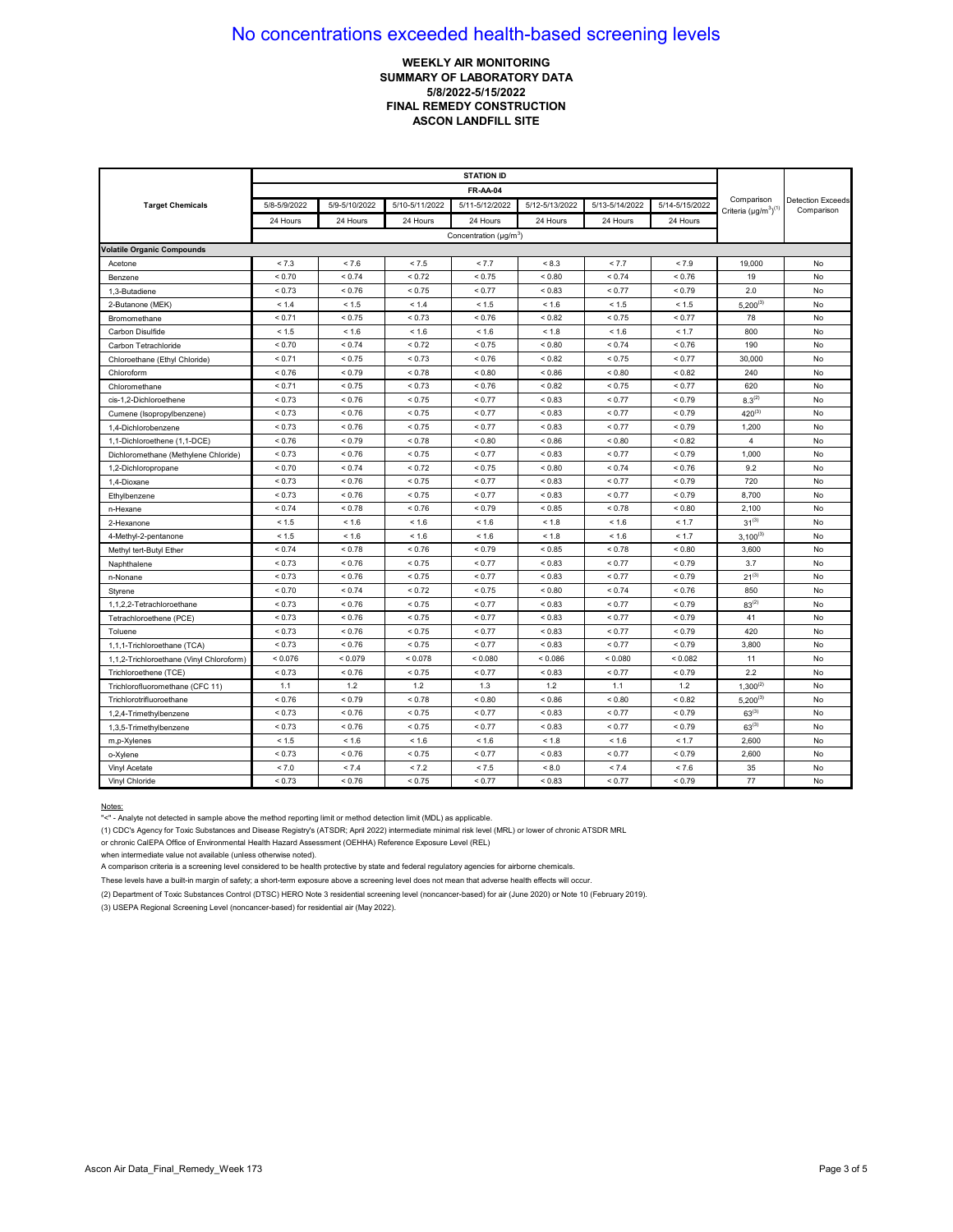# No concentrations exceeded health-based screening levels

**WEEKLY AIR MONITORING**
**SUMMARY OF LABORATORY DATA**
**5/8/2022-5/15/2022**
**FINAL REMEDY CONSTRUCTION**
**ASCON LANDFILL SITE**

| Target Chemicals | STATION ID FR-AA-04 | | | | | | | Comparison Criteria ($\mu g/m^3$)[1] | Detection Exceeds Comparison |
|---|---|---|---|---|---|---|---|---|---|
| | 5/8-5/9/2022 | 5/9-5/10/2022 | 5/10-5/11/2022 | 5/11-5/12/2022 | 5/12-5/13/2022 | 5/13-5/14/2022 | 5/14-5/15/2022 | | |
| | 24 Hours | 24 Hours | 24 Hours | 24 Hours | 24 Hours | 24 Hours | 24 Hours | | |
| | Concentration ($\mu g/m^3$) | | | | | | | | |
| **Volatile Organic Compounds** | | | | | | | | | |
| Acetone | < 7.3 | < 7.6 | < 7.5 | < 7.7 | < 8.3 | < 7.7 | < 7.9 | 19,000 | No |
| Benzene | < 0.70 | < 0.74 | < 0.72 | < 0.75 | < 0.80 | < 0.74 | < 0.76 | 19 | No |
| 1,3-Butadiene | < 0.73 | < 0.76 | < 0.75 | < 0.77 | < 0.83 | < 0.77 | < 0.79 | 2.0 | No |
| 2-Butanone (MEK) | < 1.4 | < 1.5 | < 1.4 | < 1.5 | < 1.6 | < 1.5 | < 1.5 | 5,200[3] | No |
| Bromomethane | < 0.71 | < 0.75 | < 0.73 | < 0.76 | < 0.82 | < 0.75 | < 0.77 | 78 | No |
| Carbon Disulfide | < 1.5 | < 1.6 | < 1.6 | < 1.6 | < 1.8 | < 1.6 | < 1.7 | 800 | No |
| Carbon Tetrachloride | < 0.70 | < 0.74 | < 0.72 | < 0.75 | < 0.80 | < 0.74 | < 0.76 | 190 | No |
| Chloroethane (Ethyl Chloride) | < 0.71 | < 0.75 | < 0.73 | < 0.76 | < 0.82 | < 0.75 | < 0.77 | 30,000 | No |
| Chloroform | < 0.76 | < 0.79 | < 0.78 | < 0.80 | < 0.86 | < 0.80 | < 0.82 | 240 | No |
| Chloromethane | < 0.71 | < 0.75 | < 0.73 | < 0.76 | < 0.82 | < 0.75 | < 0.77 | 620 | No |
| cis-1,2-Dichloroethene | < 0.73 | < 0.76 | < 0.75 | < 0.77 | < 0.83 | < 0.77 | < 0.79 | 8.3[2] | No |
| Cumene (Isopropylbenzene) | < 0.73 | < 0.76 | < 0.75 | < 0.77 | < 0.83 | < 0.77 | < 0.79 | 420[3] | No |
| 1,4-Dichlorobenzene | < 0.73 | < 0.76 | < 0.75 | < 0.77 | < 0.83 | < 0.77 | < 0.79 | 1,200 | No |
| 1,1-Dichloroethene (1,1-DCE) | < 0.76 | < 0.79 | < 0.78 | < 0.80 | < 0.86 | < 0.80 | < 0.82 | 4 | No |
| Dichloromethane (Methylene Chloride) | < 0.73 | < 0.76 | < 0.75 | < 0.77 | < 0.83 | < 0.77 | < 0.79 | 1,000 | No |
| 1,2-Dichloropropane | < 0.70 | < 0.74 | < 0.72 | < 0.75 | < 0.80 | < 0.74 | < 0.76 | 9.2 | No |
| 1,4-Dioxane | < 0.73 | < 0.76 | < 0.75 | < 0.77 | < 0.83 | < 0.77 | < 0.79 | 720 | No |
| Ethylbenzene | < 0.73 | < 0.76 | < 0.75 | < 0.77 | < 0.83 | < 0.77 | < 0.79 | 8,700 | No |
| n-Hexane | < 0.74 | < 0.78 | < 0.76 | < 0.79 | < 0.85 | < 0.78 | < 0.80 | 2,100 | No |
| 2-Hexanone | < 1.5 | < 1.6 | < 1.6 | < 1.6 | < 1.8 | < 1.6 | < 1.7 | 31[3] | No |
| 4-Methyl-2-pentanone | < 1.5 | < 1.6 | < 1.6 | < 1.6 | < 1.8 | < 1.6 | < 1.7 | 3,100[3] | No |
| Methyl tert-Butyl Ether | < 0.74 | < 0.78 | < 0.76 | < 0.79 | < 0.85 | < 0.78 | < 0.80 | 3,600 | No |
| Naphthalene | < 0.73 | < 0.76 | < 0.75 | < 0.77 | < 0.83 | < 0.77 | < 0.79 | 3.7 | No |
| n-Nonane | < 0.73 | < 0.76 | < 0.75 | < 0.77 | < 0.83 | < 0.77 | < 0.79 | 21[3] | No |
| Styrene | < 0.70 | < 0.74 | < 0.72 | < 0.75 | < 0.80 | < 0.74 | < 0.76 | 850 | No |
| 1,1,2,2-Tetrachloroethane | < 0.73 | < 0.76 | < 0.75 | < 0.77 | < 0.83 | < 0.77 | < 0.79 | 83[2] | No |
| Tetrachloroethene (PCE) | < 0.73 | < 0.76 | < 0.75 | < 0.77 | < 0.83 | < 0.77 | < 0.79 | 41 | No |
| Toluene | < 0.73 | < 0.76 | < 0.75 | < 0.77 | < 0.83 | < 0.77 | < 0.79 | 420 | No |
| 1,1,1-Trichloroethane (TCA) | < 0.73 | < 0.76 | < 0.75 | < 0.77 | < 0.83 | < 0.77 | < 0.79 | 3,800 | No |
| 1,1,2-Trichloroethane (Vinyl Chloroform) | < 0.076 | < 0.079 | < 0.078 | < 0.080 | < 0.086 | < 0.080 | < 0.082 | 11 | No |
| Trichloroethene (TCE) | < 0.73 | < 0.76 | < 0.75 | < 0.77 | < 0.83 | < 0.77 | < 0.79 | 2.2 | No |
| Trichlorofluoromethane (CFC 11) | 1.1 | 1.2 | 1.2 | 1.3 | 1.2 | 1.1 | 1.2 | 1,300[2] | No |
| Trichlorotrifluoroethane | < 0.76 | < 0.79 | < 0.78 | < 0.80 | < 0.86 | < 0.80 | < 0.82 | 5,200[3] | No |
| 1,2,4-Trimethylbenzene | < 0.73 | < 0.76 | < 0.75 | < 0.77 | < 0.83 | < 0.77 | < 0.79 | 63[3] | No |
| 1,3,5-Trimethylbenzene | < 0.73 | < 0.76 | < 0.75 | < 0.77 | < 0.83 | < 0.77 | < 0.79 | 63[3] | No |
| m,p-Xylenes | < 1.5 | < 1.6 | < 1.6 | < 1.6 | < 1.8 | < 1.6 | < 1.7 | 2,600 | No |
| o-Xylene | < 0.73 | < 0.76 | < 0.75 | < 0.77 | < 0.83 | < 0.77 | < 0.79 | 2,600 | No |
| Vinyl Acetate | < 7.0 | < 7.4 | < 7.2 | < 7.5 | < 8.0 | < 7.4 | < 7.6 | 35 | No |
| Vinyl Chloride | < 0.73 | < 0.76 | < 0.75 | < 0.77 | < 0.83 | < 0.77 | < 0.79 | 77 | No |

Notes:

"<" - Analyte not detected in sample above the method reporting limit or method detection limit (MDL) as applicable.

(1) CDC's Agency for Toxic Substances and Disease Registry's (ATSDR; April 2022) intermediate minimal risk level (MRL) or lower of chronic ATSDR MRL or chronic CalEPA Office of Environmental Health Hazard Assessment (OEHHA) Reference Exposure Level (REL) when intermediate value not available (unless otherwise noted).

A comparison criteria is a screening level considered to be health protective by state and federal regulatory agencies for airborne chemicals.

These levels have a built-in margin of safety; a short-term exposure above a screening level does not mean that adverse health effects will occur.

(2) Department of Toxic Substances Control (DTSC) HERO Note 3 residential screening level (noncancer-based) for air (June 2020) or Note 10 (February 2019).

(3) USEPA Regional Screening Level (noncancer-based) for residential air (May 2022).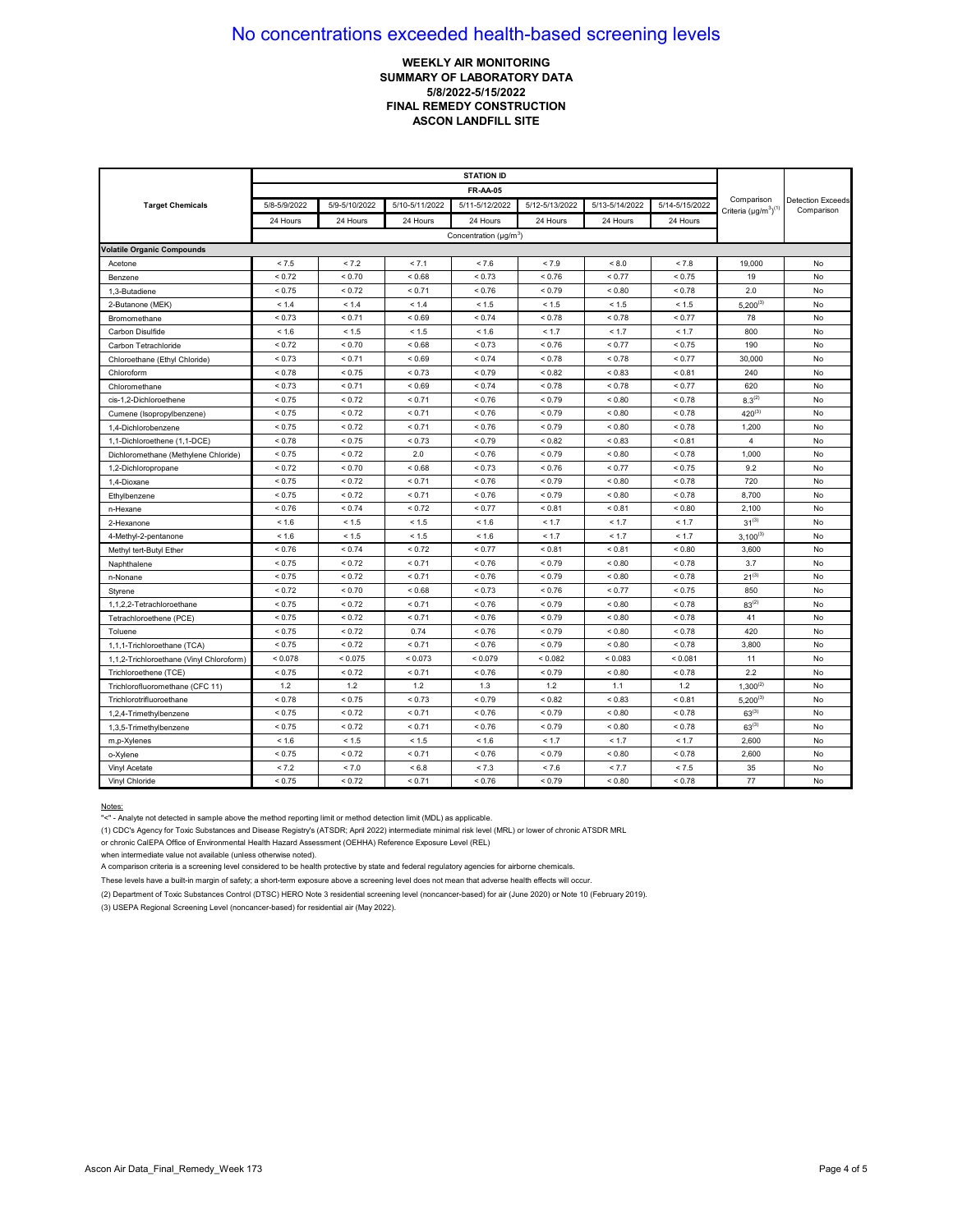# No concentrations exceeded health-based screening levels

**WEEKLY AIR MONITORING**
**SUMMARY OF LABORATORY DATA**
**5/8/2022-5/15/2022**
**FINAL REMEDY CONSTRUCTION**
**ASCON LANDFILL SITE**

| Target Chemicals | STATION ID FR-AA-05 | | | | | | | Comparison Criteria (µg/m³)[1] | Detection Exceeds Comparison |
|---|---|---|---|---|---|---|---|---|---|
| | 5/8-5/9/2022 | 5/9-5/10/2022 | 5/10-5/11/2022 | 5/11-5/12/2022 | 5/12-5/13/2022 | 5/13-5/14/2022 | 5/14-5/15/2022 | | |
| | 24 Hours | 24 Hours | 24 Hours | 24 Hours | 24 Hours | 24 Hours | 24 Hours | | |
| | Concentration (µg/m³) | | | | | | | | |
| **Volatile Organic Compounds** | | | | | | | | | |
| Acetone | < 7.5 | < 7.2 | < 7.1 | < 7.6 | < 7.9 | < 8.0 | < 7.8 | 19,000 | No |
| Benzene | < 0.72 | < 0.70 | < 0.68 | < 0.73 | < 0.76 | < 0.77 | < 0.75 | 19 | No |
| 1,3-Butadiene | < 0.75 | < 0.72 | < 0.71 | < 0.76 | < 0.79 | < 0.80 | < 0.78 | 2.0 | No |
| 2-Butanone (MEK) | < 1.4 | < 1.4 | < 1.4 | < 1.5 | < 1.5 | < 1.5 | < 1.5 | 5,200[3] | No |
| Bromomethane | < 0.73 | < 0.71 | < 0.69 | < 0.74 | < 0.78 | < 0.78 | < 0.77 | 78 | No |
| Carbon Disulfide | < 1.6 | < 1.5 | < 1.5 | < 1.6 | < 1.7 | < 1.7 | < 1.7 | 800 | No |
| Carbon Tetrachloride | < 0.72 | < 0.70 | < 0.68 | < 0.73 | < 0.76 | < 0.77 | < 0.75 | 190 | No |
| Chloroethane (Ethyl Chloride) | < 0.73 | < 0.71 | < 0.69 | < 0.74 | < 0.78 | < 0.78 | < 0.77 | 30,000 | No |
| Chloroform | < 0.78 | < 0.75 | < 0.73 | < 0.79 | < 0.82 | < 0.83 | < 0.81 | 240 | No |
| Chloromethane | < 0.73 | < 0.71 | < 0.69 | < 0.74 | < 0.78 | < 0.78 | < 0.77 | 620 | No |
| cis-1,2-Dichloroethene | < 0.75 | < 0.72 | < 0.71 | < 0.76 | < 0.79 | < 0.80 | < 0.78 | 8.3[2] | No |
| Cumene (Isopropylbenzene) | < 0.75 | < 0.72 | < 0.71 | < 0.76 | < 0.79 | < 0.80 | < 0.78 | 420[3] | No |
| 1,4-Dichlorobenzene | < 0.75 | < 0.72 | < 0.71 | < 0.76 | < 0.79 | < 0.80 | < 0.78 | 1,200 | No |
| 1,1-Dichloroethene (1,1-DCE) | < 0.78 | < 0.75 | < 0.73 | < 0.79 | < 0.82 | < 0.83 | < 0.81 | 4 | No |
| Dichloromethane (Methylene Chloride) | < 0.75 | < 0.72 | 2.0 | < 0.76 | < 0.79 | < 0.80 | < 0.78 | 1,000 | No |
| 1,2-Dichloropropane | < 0.72 | < 0.70 | < 0.68 | < 0.73 | < 0.76 | < 0.77 | < 0.75 | 9.2 | No |
| 1,4-Dioxane | < 0.75 | < 0.72 | < 0.71 | < 0.76 | < 0.79 | < 0.80 | < 0.78 | 720 | No |
| Ethylbenzene | < 0.75 | < 0.72 | < 0.71 | < 0.76 | < 0.79 | < 0.80 | < 0.78 | 8,700 | No |
| n-Hexane | < 0.76 | < 0.74 | < 0.72 | < 0.77 | < 0.81 | < 0.81 | < 0.80 | 2,100 | No |
| 2-Hexanone | < 1.6 | < 1.5 | < 1.5 | < 1.6 | < 1.7 | < 1.7 | < 1.7 | 31[3] | No |
| 4-Methyl-2-pentanone | < 1.6 | < 1.5 | < 1.5 | < 1.6 | < 1.7 | < 1.7 | < 1.7 | 3,100[3] | No |
| Methyl tert-Butyl Ether | < 0.76 | < 0.74 | < 0.72 | < 0.77 | < 0.81 | < 0.81 | < 0.80 | 3,600 | No |
| Naphthalene | < 0.75 | < 0.72 | < 0.71 | < 0.76 | < 0.79 | < 0.80 | < 0.78 | 3.7 | No |
| n-Nonane | < 0.75 | < 0.72 | < 0.71 | < 0.76 | < 0.79 | < 0.80 | < 0.78 | 21[3] | No |
| Styrene | < 0.72 | < 0.70 | < 0.68 | < 0.73 | < 0.76 | < 0.77 | < 0.75 | 850 | No |
| 1,1,2,2-Tetrachloroethane | < 0.75 | < 0.72 | < 0.71 | < 0.76 | < 0.79 | < 0.80 | < 0.78 | 83[2] | No |
| Tetrachloroethene (PCE) | < 0.75 | < 0.72 | < 0.71 | < 0.76 | < 0.79 | < 0.80 | < 0.78 | 41 | No |
| Toluene | < 0.75 | < 0.72 | 0.74 | < 0.76 | < 0.79 | < 0.80 | < 0.78 | 420 | No |
| 1,1,1-Trichloroethane (TCA) | < 0.75 | < 0.72 | < 0.71 | < 0.76 | < 0.79 | < 0.80 | < 0.78 | 3,800 | No |
| 1,1,2-Trichloroethane (Vinyl Chloroform) | < 0.078 | < 0.075 | < 0.073 | < 0.079 | < 0.082 | < 0.083 | < 0.081 | 11 | No |
| Trichloroethene (TCE) | < 0.75 | < 0.72 | < 0.71 | < 0.76 | < 0.79 | < 0.80 | < 0.78 | 2.2 | No |
| Trichlorofluoromethane (CFC 11) | 1.2 | 1.2 | 1.2 | 1.3 | 1.2 | 1.1 | 1.2 | 1,300[2] | No |
| Trichlorotrifluoroethane | < 0.78 | < 0.75 | < 0.73 | < 0.79 | < 0.82 | < 0.83 | < 0.81 | 5,200[3] | No |
| 1,2,4-Trimethylbenzene | < 0.75 | < 0.72 | < 0.71 | < 0.76 | < 0.79 | < 0.80 | < 0.78 | 63[3] | No |
| 1,3,5-Trimethylbenzene | < 0.75 | < 0.72 | < 0.71 | < 0.76 | < 0.79 | < 0.80 | < 0.78 | 63[3] | No |
| m,p-Xylenes | < 1.6 | < 1.5 | < 1.5 | < 1.6 | < 1.7 | < 1.7 | < 1.7 | 2,600 | No |
| o-Xylene | < 0.75 | < 0.72 | < 0.71 | < 0.76 | < 0.79 | < 0.80 | < 0.78 | 2,600 | No |
| Vinyl Acetate | < 7.2 | < 7.0 | < 6.8 | < 7.3 | < 7.6 | < 7.7 | < 7.5 | 35 | No |
| Vinyl Chloride | < 0.75 | < 0.72 | < 0.71 | < 0.76 | < 0.79 | < 0.80 | < 0.78 | 77 | No |

Notes:

"<" - Analyte not detected in sample above the method reporting limit or method detection limit (MDL) as applicable.

(1) CDC's Agency for Toxic Substances and Disease Registry's (ATSDR; April 2022) intermediate minimal risk level (MRL) or lower of chronic ATSDR MRL or chronic CalEPA Office of Environmental Health Hazard Assessment (OEHHA) Reference Exposure Level (REL) when intermediate value not available (unless otherwise noted).

A comparison criteria is a screening level considered to be health protective by state and federal regulatory agencies for airborne chemicals.

These levels have a built-in margin of safety; a short-term exposure above a screening level does not mean that adverse health effects will occur.

(2) Department of Toxic Substances Control (DTSC) HERO Note 3 residential screening level (noncancer-based) for air (June 2020) or Note 10 (February 2019).

(3) USEPA Regional Screening Level (noncancer-based) for residential air (May 2022).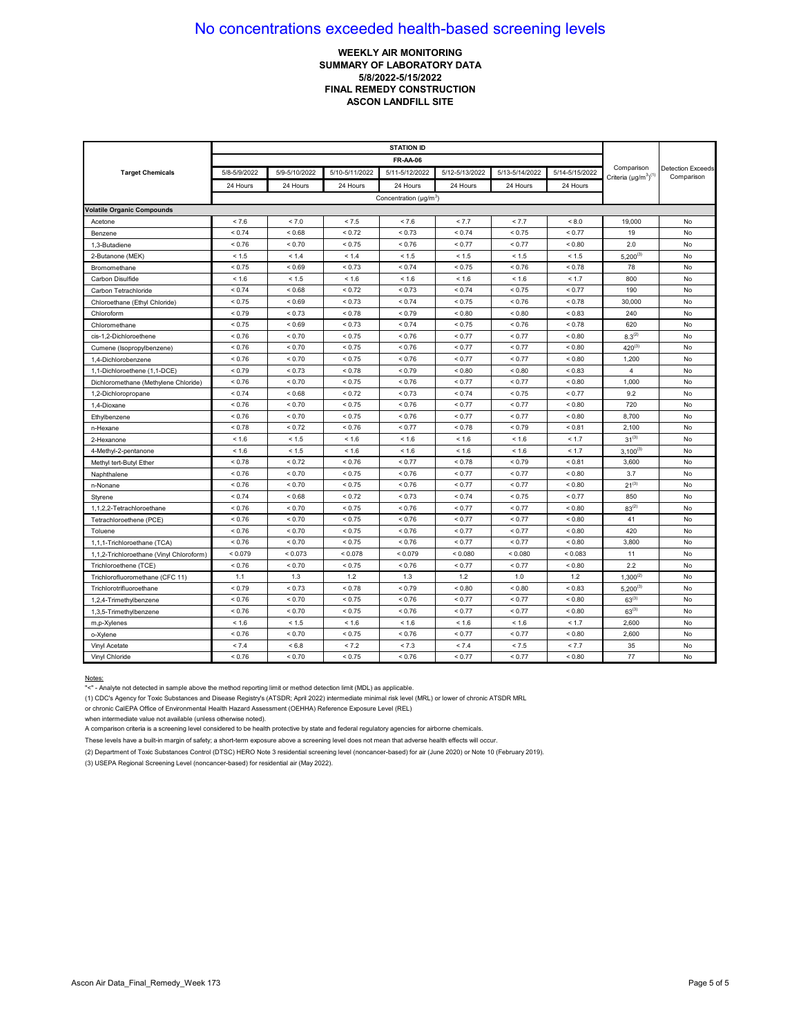# No concentrations exceeded health-based screening levels

**WEEKLY AIR MONITORING**
**SUMMARY OF LABORATORY DATA**
**5/8/2022-5/15/2022**
**FINAL REMEDY CONSTRUCTION**
**ASCON LANDFILL SITE**

| Target Chemicals | STATION ID FR-AA-06 | | | | | | | Comparison Criteria (µg/m$^3$)(1) | Detection Exceeds Comparison |
|---|---|---|---|---|---|---|---|---|---|
| | 5/8-5/9/2022 | 5/9-5/10/2022 | 5/10-5/11/2022 | 5/11-5/12/2022 | 5/12-5/13/2022 | 5/13-5/14/2022 | 5/14-5/15/2022 | | |
| | 24 Hours | 24 Hours | 24 Hours | 24 Hours | 24 Hours | 24 Hours | 24 Hours | | |
| | Concentration (µg/m$^3$) | | | | | | | | |
| **Volatile Organic Compounds** | | | | | | | | | |
| Acetone | < 7.6 | < 7.0 | < 7.5 | < 7.6 | < 7.7 | < 7.7 | < 8.0 | 19,000 | No |
| Benzene | < 0.74 | < 0.68 | < 0.72 | < 0.73 | < 0.74 | < 0.75 | < 0.77 | 19 | No |
| 1,3-Butadiene | < 0.76 | < 0.70 | < 0.75 | < 0.76 | < 0.77 | < 0.77 | < 0.80 | 2.0 | No |
| 2-Butanone (MEK) | < 1.5 | < 1.4 | < 1.4 | < 1.5 | < 1.5 | < 1.5 | < 1.5 | 5,200(3) | No |
| Bromomethane | < 0.75 | < 0.69 | < 0.73 | < 0.74 | < 0.75 | < 0.76 | < 0.78 | 78 | No |
| Carbon Disulfide | < 1.6 | < 1.5 | < 1.6 | < 1.6 | < 1.6 | < 1.6 | < 1.7 | 800 | No |
| Carbon Tetrachloride | < 0.74 | < 0.68 | < 0.72 | < 0.73 | < 0.74 | < 0.75 | < 0.77 | 190 | No |
| Chloroethane (Ethyl Chloride) | < 0.75 | < 0.69 | < 0.73 | < 0.74 | < 0.75 | < 0.76 | < 0.78 | 30,000 | No |
| Chloroform | < 0.79 | < 0.73 | < 0.78 | < 0.79 | < 0.80 | < 0.80 | < 0.83 | 240 | No |
| Chloromethane | < 0.75 | < 0.69 | < 0.73 | < 0.74 | < 0.75 | < 0.76 | < 0.78 | 620 | No |
| cis-1,2-Dichloroethene | < 0.76 | < 0.70 | < 0.75 | < 0.76 | < 0.77 | < 0.77 | < 0.80 | 8.3(2) | No |
| Cumene (Isopropylbenzene) | < 0.76 | < 0.70 | < 0.75 | < 0.76 | < 0.77 | < 0.77 | < 0.80 | 420(3) | No |
| 1,4-Dichlorobenzene | < 0.76 | < 0.70 | < 0.75 | < 0.76 | < 0.77 | < 0.77 | < 0.80 | 1,200 | No |
| 1,1-Dichloroethene (1,1-DCE) | < 0.79 | < 0.73 | < 0.78 | < 0.79 | < 0.80 | < 0.80 | < 0.83 | 4 | No |
| Dichloromethane (Methylene Chloride) | < 0.76 | < 0.70 | < 0.75 | < 0.76 | < 0.77 | < 0.77 | < 0.80 | 1,000 | No |
| 1,2-Dichloropropane | < 0.74 | < 0.68 | < 0.72 | < 0.73 | < 0.74 | < 0.75 | < 0.77 | 9.2 | No |
| 1,4-Dioxane | < 0.76 | < 0.70 | < 0.75 | < 0.76 | < 0.77 | < 0.77 | < 0.80 | 720 | No |
| Ethylbenzene | < 0.76 | < 0.70 | < 0.75 | < 0.76 | < 0.77 | < 0.77 | < 0.80 | 8,700 | No |
| n-Hexane | < 0.78 | < 0.72 | < 0.76 | < 0.77 | < 0.78 | < 0.79 | < 0.81 | 2,100 | No |
| 2-Hexanone | < 1.6 | < 1.5 | < 1.6 | < 1.6 | < 1.6 | < 1.6 | < 1.7 | 31(3) | No |
| 4-Methyl-2-pentanone | < 1.6 | < 1.5 | < 1.6 | < 1.6 | < 1.6 | < 1.6 | < 1.7 | 3,100(3) | No |
| Methyl tert-Butyl Ether | < 0.78 | < 0.72 | < 0.76 | < 0.77 | < 0.78 | < 0.79 | < 0.81 | 3,600 | No |
| Naphthalene | < 0.76 | < 0.70 | < 0.75 | < 0.76 | < 0.77 | < 0.77 | < 0.80 | 3.7 | No |
| n-Nonane | < 0.76 | < 0.70 | < 0.75 | < 0.76 | < 0.77 | < 0.77 | < 0.80 | 21(3) | No |
| Styrene | < 0.74 | < 0.68 | < 0.72 | < 0.73 | < 0.74 | < 0.75 | < 0.77 | 850 | No |
| 1,1,2,2-Tetrachloroethane | < 0.76 | < 0.70 | < 0.75 | < 0.76 | < 0.77 | < 0.77 | < 0.80 | 83(2) | No |
| Tetrachloroethene (PCE) | < 0.76 | < 0.70 | < 0.75 | < 0.76 | < 0.77 | < 0.77 | < 0.80 | 41 | No |
| Toluene | < 0.76 | < 0.70 | < 0.75 | < 0.76 | < 0.77 | < 0.77 | < 0.80 | 420 | No |
| 1,1,1-Trichloroethane (TCA) | < 0.76 | < 0.70 | < 0.75 | < 0.76 | < 0.77 | < 0.77 | < 0.80 | 3,800 | No |
| 1,1,2-Trichloroethane (Vinyl Chloroform) | < 0.079 | < 0.073 | < 0.078 | < 0.079 | < 0.080 | < 0.080 | < 0.083 | 11 | No |
| Trichloroethene (TCE) | < 0.76 | < 0.70 | < 0.75 | < 0.76 | < 0.77 | < 0.77 | < 0.80 | 2.2 | No |
| Trichlorofluoromethane (CFC 11) | 1.1 | 1.3 | 1.2 | 1.3 | 1.2 | 1.0 | 1.2 | 1,300(2) | No |
| Trichlorotrifluoroethane | < 0.79 | < 0.73 | < 0.78 | < 0.79 | < 0.80 | < 0.80 | < 0.83 | 5,200(3) | No |
| 1,2,4-Trimethylbenzene | < 0.76 | < 0.70 | < 0.75 | < 0.76 | < 0.77 | < 0.77 | < 0.80 | 63(3) | No |
| 1,3,5-Trimethylbenzene | < 0.76 | < 0.70 | < 0.75 | < 0.76 | < 0.77 | < 0.77 | < 0.80 | 63(3) | No |
| m,p-Xylenes | < 1.6 | < 1.5 | < 1.6 | < 1.6 | < 1.6 | < 1.6 | < 1.7 | 2,600 | No |
| o-Xylene | < 0.76 | < 0.70 | < 0.75 | < 0.76 | < 0.77 | < 0.77 | < 0.80 | 2,600 | No |
| Vinyl Acetate | < 7.4 | < 6.8 | < 7.2 | < 7.3 | < 7.4 | < 7.5 | < 7.7 | 35 | No |
| Vinyl Chloride | < 0.76 | < 0.70 | < 0.75 | < 0.76 | < 0.77 | < 0.77 | < 0.80 | 77 | No |

Notes:

"<" - Analyte not detected in sample above the method reporting limit or method detection limit (MDL) as applicable.

(1) CDC's Agency for Toxic Substances and Disease Registry's (ATSDR; April 2022) intermediate minimal risk level (MRL) or lower of chronic ATSDR MRL or chronic CalEPA Office of Environmental Health Hazard Assessment (OEHHA) Reference Exposure Level (REL) when intermediate value not available (unless otherwise noted).

A comparison criteria is a screening level considered to be health protective by state and federal regulatory agencies for airborne chemicals.

These levels have a built-in margin of safety; a short-term exposure above a screening level does not mean that adverse health effects will occur.

(2) Department of Toxic Substances Control (DTSC) HERO Note 3 residential screening level (noncancer-based) for air (June 2020) or Note 10 (February 2019).

(3) USEPA Regional Screening Level (noncancer-based) for residential air (May 2022).